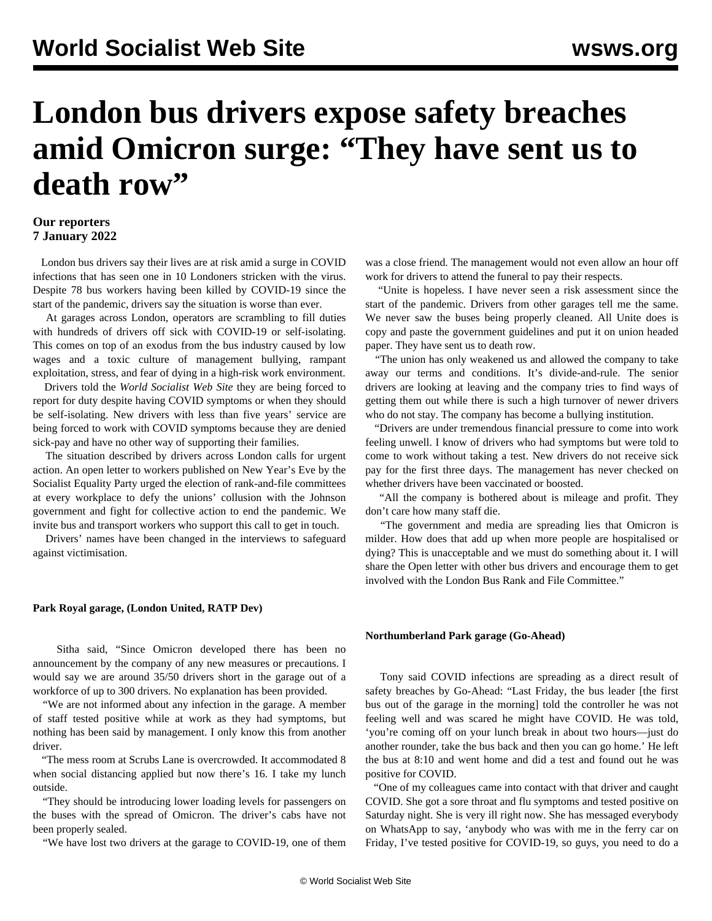# London bus drivers expose safety breaches amid Omicron surge: "They have sent us to death row"

**Our reporters**
**7 January 2022**

London bus drivers say their lives are at risk amid a surge in COVID infections that has seen one in 10 Londoners stricken with the virus. Despite 78 bus workers having been killed by COVID-19 since the start of the pandemic, drivers say the situation is worse than ever.

At garages across London, operators are scrambling to fill duties with hundreds of drivers off sick with COVID-19 or self-isolating. This comes on top of an exodus from the bus industry caused by low wages and a toxic culture of management bullying, rampant exploitation, stress, and fear of dying in a high-risk work environment.

Drivers told the *World Socialist Web Site* they are being forced to report for duty despite having COVID symptoms or when they should be self-isolating. New drivers with less than five years' service are being forced to work with COVID symptoms because they are denied sick-pay and have no other way of supporting their families.

The situation described by drivers across London calls for urgent action. An open letter to workers published on New Year's Eve by the Socialist Equality Party urged the election of rank-and-file committees at every workplace to defy the unions' collusion with the Johnson government and fight for collective action to end the pandemic. We invite bus and transport workers who support this call to get in touch.

Drivers' names have been changed in the interviews to safeguard against victimisation.

**Park Royal garage, (London United, RATP Dev)**

Sitha said, "Since Omicron developed there has been no announcement by the company of any new measures or precautions. I would say we are around 35/50 drivers short in the garage out of a workforce of up to 300 drivers. No explanation has been provided.

"We are not informed about any infection in the garage. A member of staff tested positive while at work as they had symptoms, but nothing has been said by management. I only know this from another driver.

"The mess room at Scrubs Lane is overcrowded. It accommodated 8 when social distancing applied but now there's 16. I take my lunch outside.

"They should be introducing lower loading levels for passengers on the buses with the spread of Omicron. The driver's cabs have not been properly sealed.

"We have lost two drivers at the garage to COVID-19, one of them was a close friend. The management would not even allow an hour off work for drivers to attend the funeral to pay their respects.

"Unite is hopeless. I have never seen a risk assessment since the start of the pandemic. Drivers from other garages tell me the same. We never saw the buses being properly cleaned. All Unite does is copy and paste the government guidelines and put it on union headed paper. They have sent us to death row.

"The union has only weakened us and allowed the company to take away our terms and conditions. It's divide-and-rule. The senior drivers are looking at leaving and the company tries to find ways of getting them out while there is such a high turnover of newer drivers who do not stay. The company has become a bullying institution.

"Drivers are under tremendous financial pressure to come into work feeling unwell. I know of drivers who had symptoms but were told to come to work without taking a test. New drivers do not receive sick pay for the first three days. The management has never checked on whether drivers have been vaccinated or boosted.

"All the company is bothered about is mileage and profit. They don't care how many staff die.

"The government and media are spreading lies that Omicron is milder. How does that add up when more people are hospitalised or dying? This is unacceptable and we must do something about it. I will share the Open letter with other bus drivers and encourage them to get involved with the London Bus Rank and File Committee."

**Northumberland Park garage (Go-Ahead)**

Tony said COVID infections are spreading as a direct result of safety breaches by Go-Ahead: "Last Friday, the bus leader [the first bus out of the garage in the morning] told the controller he was not feeling well and was scared he might have COVID. He was told, 'you're coming off on your lunch break in about two hours—just do another rounder, take the bus back and then you can go home.' He left the bus at 8:10 and went home and did a test and found out he was positive for COVID.

"One of my colleagues came into contact with that driver and caught COVID. She got a sore throat and flu symptoms and tested positive on Saturday night. She is very ill right now. She has messaged everybody on WhatsApp to say, 'anybody who was with me in the ferry car on Friday, I've tested positive for COVID-19, so guys, you need to do a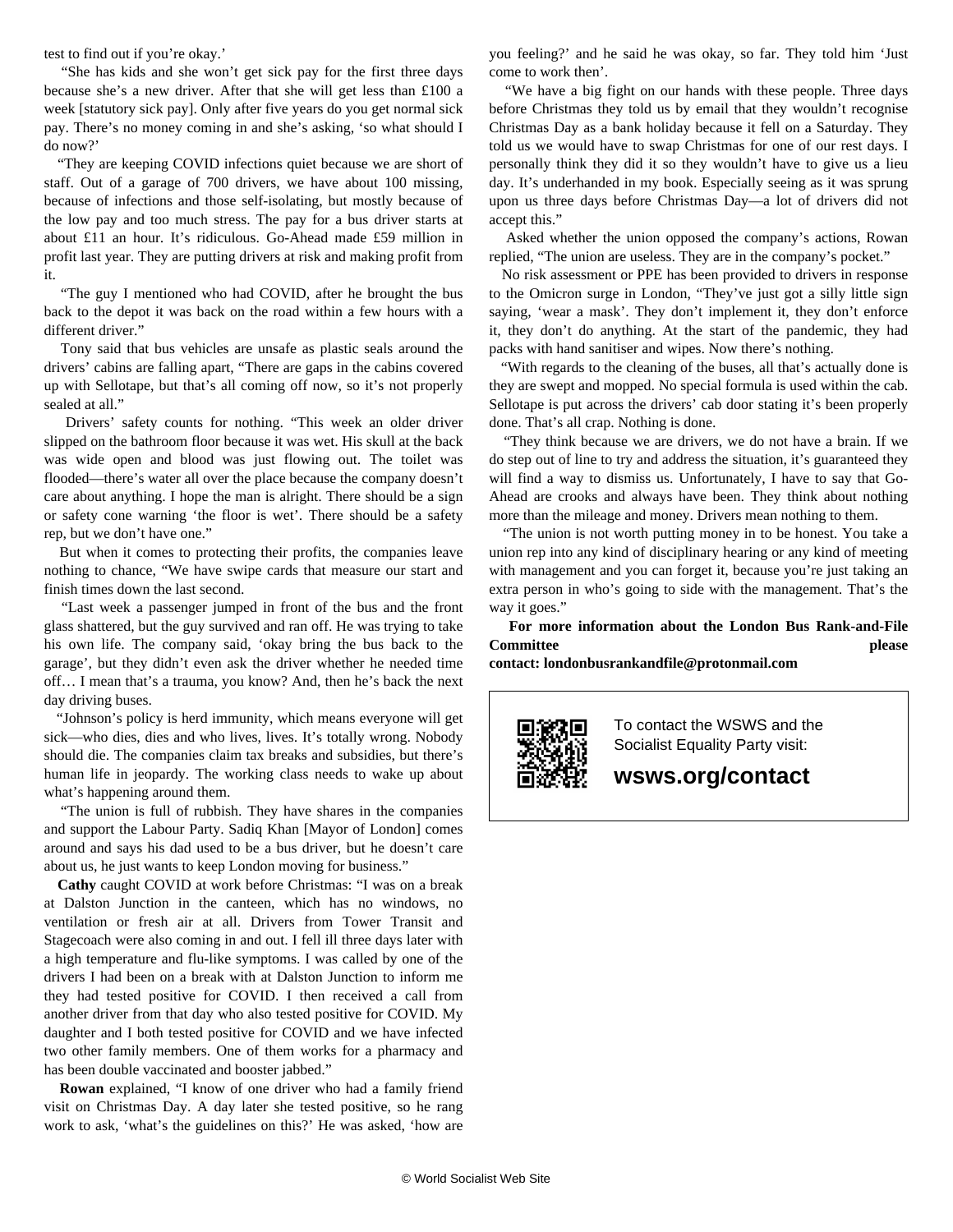test to find out if you're okay.'

"She has kids and she won't get sick pay for the first three days because she's a new driver. After that she will get less than £100 a week [statutory sick pay]. Only after five years do you get normal sick pay. There's no money coming in and she's asking, 'so what should I do now?'

"They are keeping COVID infections quiet because we are short of staff. Out of a garage of 700 drivers, we have about 100 missing, because of infections and those self-isolating, but mostly because of the low pay and too much stress. The pay for a bus driver starts at about £11 an hour. It's ridiculous. Go-Ahead made £59 million in profit last year. They are putting drivers at risk and making profit from it.

"The guy I mentioned who had COVID, after he brought the bus back to the depot it was back on the road within a few hours with a different driver."

Tony said that bus vehicles are unsafe as plastic seals around the drivers' cabins are falling apart, "There are gaps in the cabins covered up with Sellotape, but that's all coming off now, so it's not properly sealed at all."

Drivers' safety counts for nothing. "This week an older driver slipped on the bathroom floor because it was wet. His skull at the back was wide open and blood was just flowing out. The toilet was flooded—there's water all over the place because the company doesn't care about anything. I hope the man is alright. There should be a sign or safety cone warning 'the floor is wet'. There should be a safety rep, but we don't have one."

But when it comes to protecting their profits, the companies leave nothing to chance, "We have swipe cards that measure our start and finish times down the last second.

"Last week a passenger jumped in front of the bus and the front glass shattered, but the guy survived and ran off. He was trying to take his own life. The company said, 'okay bring the bus back to the garage', but they didn't even ask the driver whether he needed time off… I mean that's a trauma, you know? And, then he's back the next day driving buses.

"Johnson's policy is herd immunity, which means everyone will get sick—who dies, dies and who lives, lives. It's totally wrong. Nobody should die. The companies claim tax breaks and subsidies, but there's human life in jeopardy. The working class needs to wake up about what's happening around them.

"The union is full of rubbish. They have shares in the companies and support the Labour Party. Sadiq Khan [Mayor of London] comes around and says his dad used to be a bus driver, but he doesn't care about us, he just wants to keep London moving for business."

**Cathy** caught COVID at work before Christmas: "I was on a break at Dalston Junction in the canteen, which has no windows, no ventilation or fresh air at all. Drivers from Tower Transit and Stagecoach were also coming in and out. I fell ill three days later with a high temperature and flu-like symptoms. I was called by one of the drivers I had been on a break with at Dalston Junction to inform me they had tested positive for COVID. I then received a call from another driver from that day who also tested positive for COVID. My daughter and I both tested positive for COVID and we have infected two other family members. One of them works for a pharmacy and has been double vaccinated and booster jabbed."

**Rowan** explained, "I know of one driver who had a family friend visit on Christmas Day. A day later she tested positive, so he rang work to ask, 'what's the guidelines on this?' He was asked, 'how are you feeling?' and he said he was okay, so far. They told him 'Just come to work then'.

"We have a big fight on our hands with these people. Three days before Christmas they told us by email that they wouldn't recognise Christmas Day as a bank holiday because it fell on a Saturday. They told us we would have to swap Christmas for one of our rest days. I personally think they did it so they wouldn't have to give us a lieu day. It's underhanded in my book. Especially seeing as it was sprung upon us three days before Christmas Day—a lot of drivers did not accept this."

Asked whether the union opposed the company's actions, Rowan replied, "The union are useless. They are in the company's pocket."

No risk assessment or PPE has been provided to drivers in response to the Omicron surge in London, "They've just got a silly little sign saying, 'wear a mask'. They don't implement it, they don't enforce it, they don't do anything. At the start of the pandemic, they had packs with hand sanitiser and wipes. Now there's nothing.

"With regards to the cleaning of the buses, all that's actually done is they are swept and mopped. No special formula is used within the cab. Sellotape is put across the drivers' cab door stating it's been properly done. That's all crap. Nothing is done.

"They think because we are drivers, we do not have a brain. If we do step out of line to try and address the situation, it's guaranteed they will find a way to dismiss us. Unfortunately, I have to say that Go-Ahead are crooks and always have been. They think about nothing more than the mileage and money. Drivers mean nothing to them.

"The union is not worth putting money in to be honest. You take a union rep into any kind of disciplinary hearing or any kind of meeting with management and you can forget it, because you're just taking an extra person in who's going to side with the management. That's the way it goes."

**For more information about the London Bus Rank-and-File Committee please contact: londonbusrankandfile@protonmail.com**

To contact the WSWS and the Socialist Equality Party visit:

**wsws.org/contact**